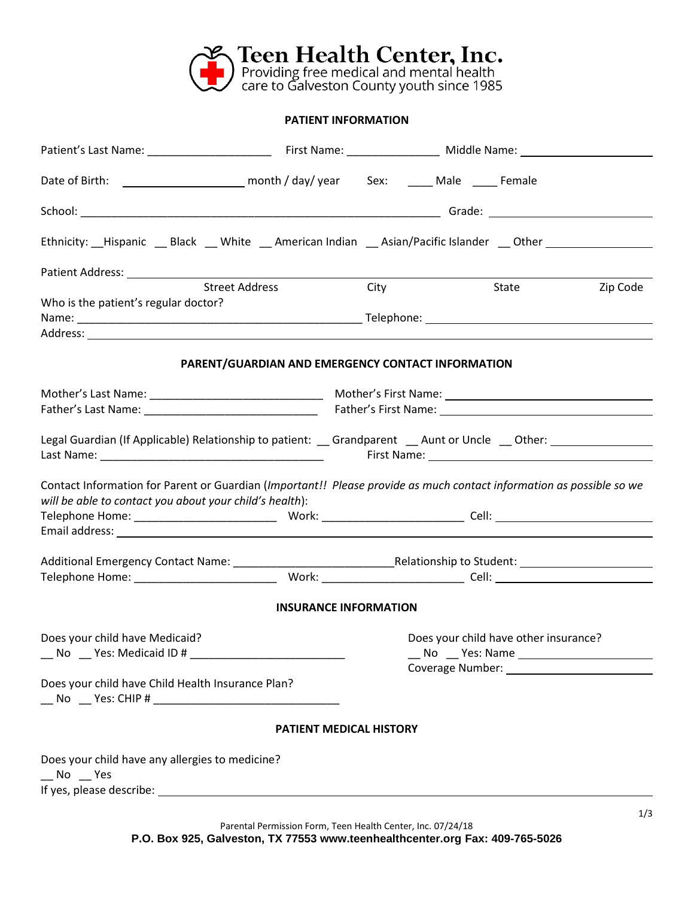# Teen Health Center, Inc.

Providing free medical and mental health care to Galveston County youth since 1985

## PATIENT INFORMATION

Patient's Last Name: ____________________ First Name: _______________ Middle Name: ____________________

Date of Birth: ____________________ month / day/ year Sex: ____ Male ____ Female

School: ____________________________________________________________ Grade: __________________________

Ethnicity: __Hispanic __ Black __ White __ American Indian __ Asian/Pacific Islander __ Other ________________

Patient Address: ______________________________________________________________________________
Street Address City State Zip Code

Who is the patient's regular doctor?
Name: ______________________________________________ Telephone: ____________________________________
Address: ______________________________________________________________________________________

## PARENT/GUARDIAN AND EMERGENCY CONTACT INFORMATION

Mother's Last Name: ____________________________ Mother's First Name: ________________________________
Father's Last Name: ____________________________ Father's First Name: ________________________________

Legal Guardian (If Applicable) Relationship to patient: __ Grandparent __ Aunt or Uncle __ Other: ________________
Last Name: ____________________________________ First Name: ________________________________________

Contact Information for Parent or Guardian (*Important!! Please provide as much contact information as possible so we will be able to contact you about your child's health*):
Telephone Home: _______________________ Work: _______________________ Cell: __________________________
Email address: __________________________________________________________________________________

Additional Emergency Contact Name: _________________________ Relationship to Student: _____________________
Telephone Home: _______________________ Work: _______________________ Cell: __________________________

## INSURANCE INFORMATION

Does your child have Medicaid?
__ No __ Yes: Medicaid ID # _________________________

Does your child have other insurance?
__ No __ Yes: Name ______________________
Coverage Number: ________________________

Does your child have Child Health Insurance Plan?
__ No __ Yes: CHIP # ______________________________

## PATIENT MEDICAL HISTORY

Does your child have any allergies to medicine?
__ No __ Yes
If yes, please describe: ____________________________________________________________________________

Parental Permission Form, Teen Health Center, Inc. 07/24/18
**P.O. Box 925, Galveston, TX 77553 www.teenhealthcenter.org Fax: 409-765-5026**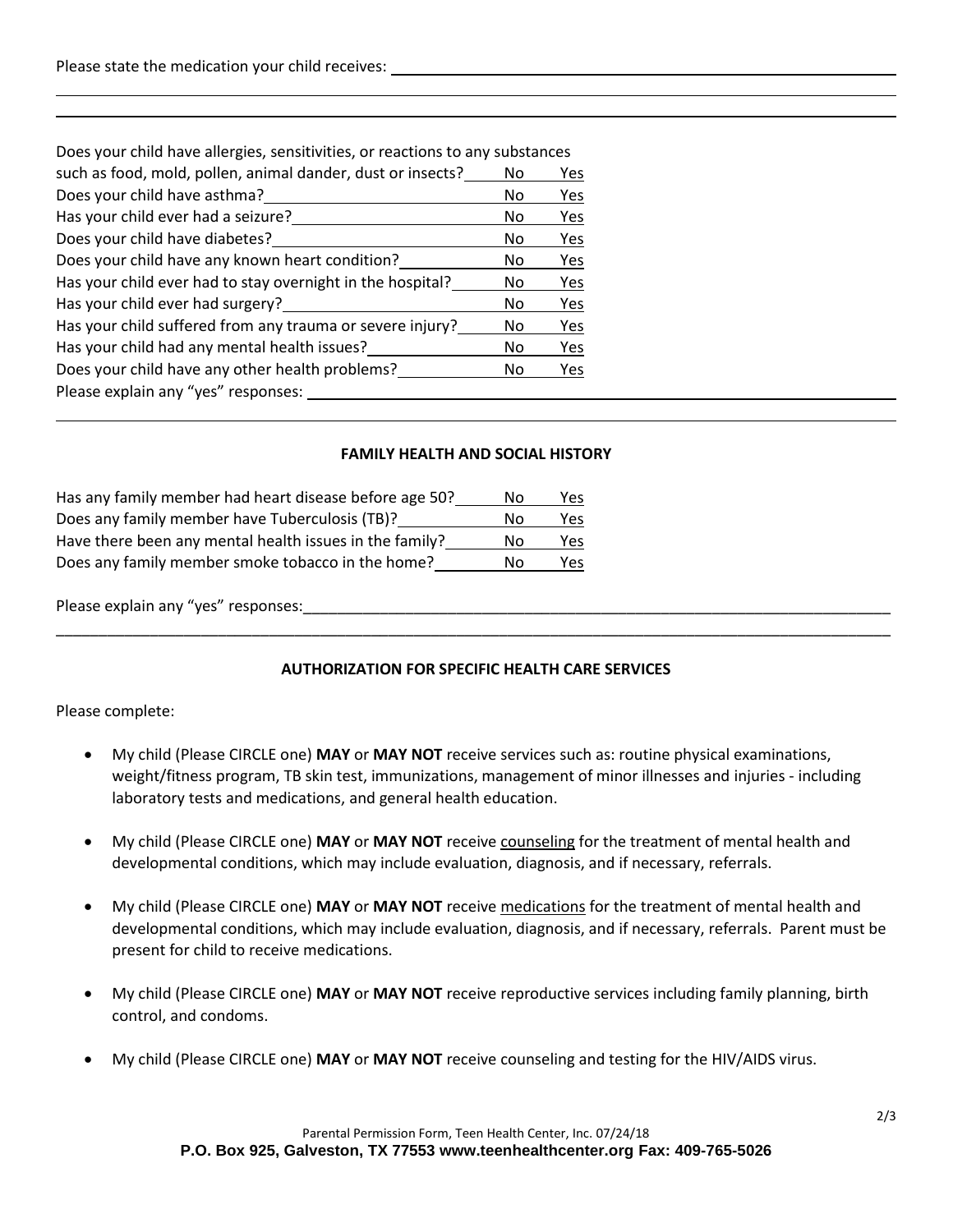Please state the medication your child receives: ______________________________________________

______________________________________________________________________________

______________________________________________________________________________

Does your child have allergies, sensitivities, or reactions to any substances such as food, mold, pollen, animal dander, dust or insects? ____ No ____ Yes

Does your child have asthma? ____ No ____ Yes

Has your child ever had a seizure? ____ No ____ Yes

Does your child have diabetes? ____ No ____ Yes

Does your child have any known heart condition? ____ No ____ Yes

Has your child ever had to stay overnight in the hospital? ____ No ____ Yes

Has your child ever had surgery? ____ No ____ Yes

Has your child suffered from any trauma or severe injury? ____ No ____ Yes

Has your child had any mental health issues? ____ No ____ Yes

Does your child have any other health problems? ____ No ____ Yes

Please explain any "yes" responses: ______________________________________________

______________________________________________________________________________

## FAMILY HEALTH AND SOCIAL HISTORY

Has any family member had heart disease before age 50? ____ No ____ Yes

Does any family member have Tuberculosis (TB)? ____ No ____ Yes

Have there been any mental health issues in the family? ____ No ____ Yes

Does any family member smoke tobacco in the home? ____ No ____ Yes

Please explain any "yes" responses: ______________________________________________

______________________________________________________________________________

## AUTHORIZATION FOR SPECIFIC HEALTH CARE SERVICES

Please complete:

- My child (Please CIRCLE one) **MAY** or **MAY NOT** receive services such as: routine physical examinations, weight/fitness program, TB skin test, immunizations, management of minor illnesses and injuries - including laboratory tests and medications, and general health education.
- My child (Please CIRCLE one) **MAY** or **MAY NOT** receive counseling for the treatment of mental health and developmental conditions, which may include evaluation, diagnosis, and if necessary, referrals.
- My child (Please CIRCLE one) **MAY** or **MAY NOT** receive medications for the treatment of mental health and developmental conditions, which may include evaluation, diagnosis, and if necessary, referrals. Parent must be present for child to receive medications.
- My child (Please CIRCLE one) **MAY** or **MAY NOT** receive reproductive services including family planning, birth control, and condoms.
- My child (Please CIRCLE one) **MAY** or **MAY NOT** receive counseling and testing for the HIV/AIDS virus.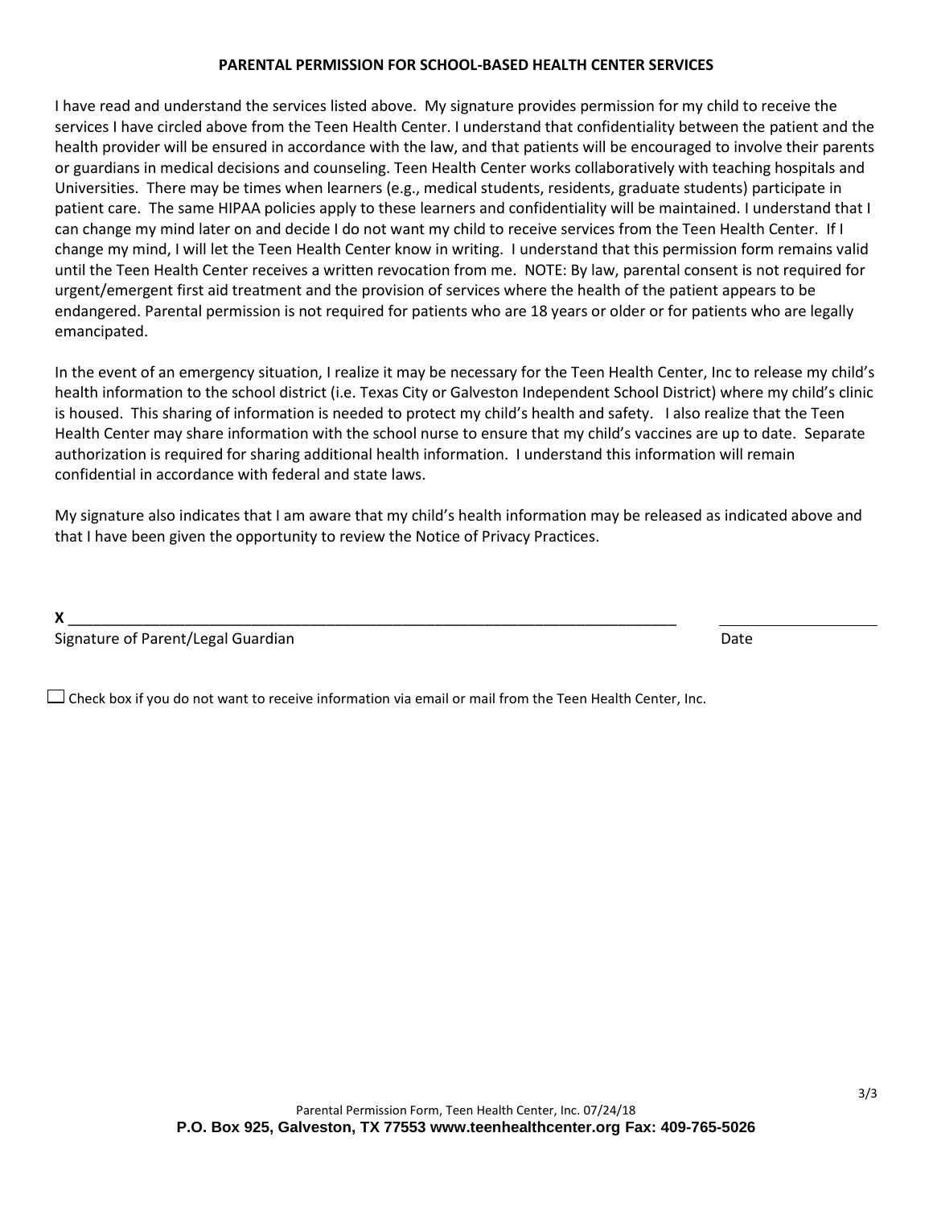**PARENTAL PERMISSION FOR SCHOOL-BASED HEALTH CENTER SERVICES**

I have read and understand the services listed above. My signature provides permission for my child to receive the services I have circled above from the Teen Health Center. I understand that confidentiality between the patient and the health provider will be ensured in accordance with the law, and that patients will be encouraged to involve their parents or guardians in medical decisions and counseling. Teen Health Center works collaboratively with teaching hospitals and Universities. There may be times when learners (e.g., medical students, residents, graduate students) participate in patient care. The same HIPAA policies apply to these learners and confidentiality will be maintained. I understand that I can change my mind later on and decide I do not want my child to receive services from the Teen Health Center. If I change my mind, I will let the Teen Health Center know in writing. I understand that this permission form remains valid until the Teen Health Center receives a written revocation from me. NOTE: By law, parental consent is not required for urgent/emergent first aid treatment and the provision of services where the health of the patient appears to be endangered. Parental permission is not required for patients who are 18 years or older or for patients who are legally emancipated.

In the event of an emergency situation, I realize it may be necessary for the Teen Health Center, Inc to release my child's health information to the school district (i.e. Texas City or Galveston Independent School District) where my child's clinic is housed. This sharing of information is needed to protect my child's health and safety. I also realize that the Teen Health Center may share information with the school nurse to ensure that my child's vaccines are up to date. Separate authorization is required for sharing additional health information. I understand this information will remain confidential in accordance with federal and state laws.

My signature also indicates that I am aware that my child's health information may be released as indicated above and that I have been given the opportunity to review the Notice of Privacy Practices.

**X** ___________________________________________________________________________ ____________________

Signature of Parent/Legal Guardian Date

☐ Check box if you do not want to receive information via email or mail from the Teen Health Center, Inc.

Parental Permission Form, Teen Health Center, Inc. 07/24/18

**P.O. Box 925, Galveston, TX 77553 www.teenhealthcenter.org Fax: 409-765-5026**